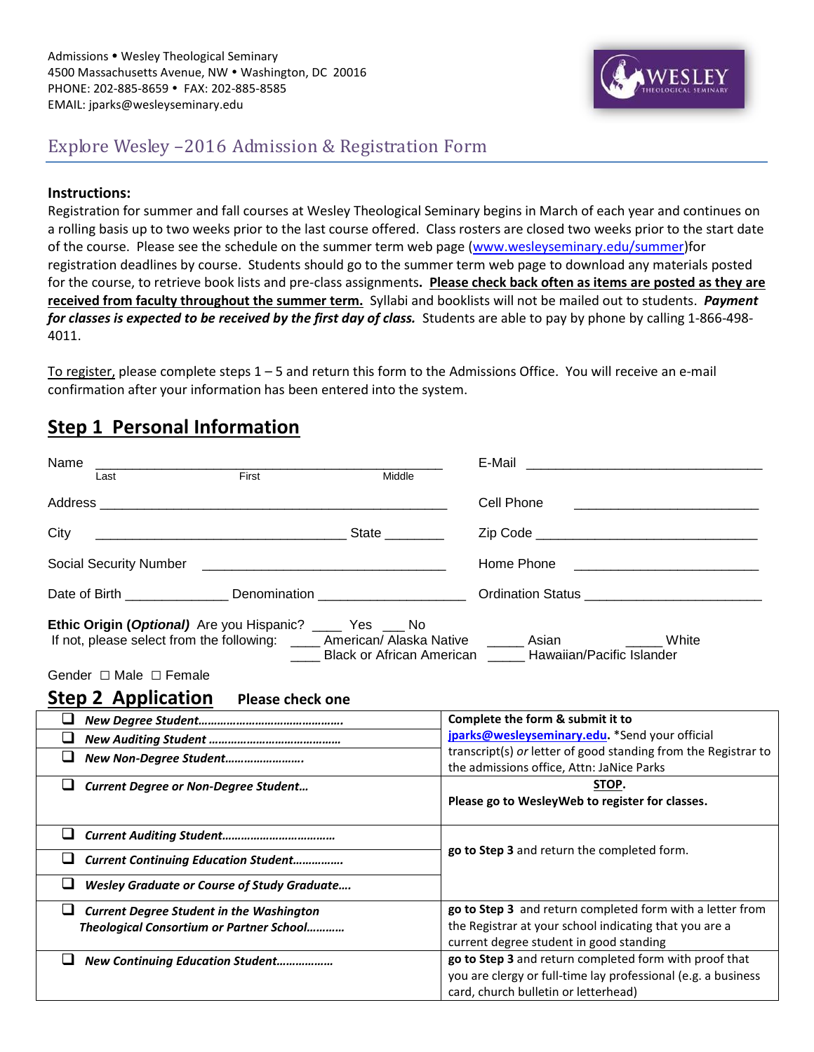Admissions • Wesley Theological Seminary
4500 Massachusetts Avenue, NW • Washington, DC 20016
PHONE: 202-885-8659 • FAX: 202-885-8585
EMAIL: jparks@wesleyseminary.edu

# Explore Wesley –2016 Admission & Registration Form

**Instructions:**
Registration for summer and fall courses at Wesley Theological Seminary begins in March of each year and continues on a rolling basis up to two weeks prior to the last course offered. Class rosters are closed two weeks prior to the start date of the course. Please see the schedule on the summer term web page (www.wesleyseminary.edu/summer)for registration deadlines by course. Students should go to the summer term web page to download any materials posted for the course, to retrieve book lists and pre-class assignments**. Please check back often as items are posted as they are received from faculty throughout the summer term.** Syllabi and booklists will not be mailed out to students. ***Payment for classes is expected to be received by the first day of class.*** Students are able to pay by phone by calling 1-866-498-4011.

To register, please complete steps 1 – 5 and return this form to the Admissions Office. You will receive an e-mail confirmation after your information has been entered into the system.

## Step 1 Personal Information

Name ______________________________________________
Last First Middle

E-Mail ______________________________

Address ______________________________________________

Cell Phone ________________________

City ________________________________ State ________

Zip Code ____________________________

Social Security Number ________________________________

Home Phone ________________________

Date of Birth ______________ Denomination ___________________

Ordination Status ______________________

**Ethic Origin (*Optional*)** Are you Hispanic? ____ Yes ___ No
If not, please select from the following: ____ American/ Alaska Native _____ Asian _____ White
____ Black or African American _____ Hawaiian/Pacific Islander

Gender ☐ Male ☐ Female

## Step 2 Application **Please check one**

| | |
|---|---|
| ❑ ***New Degree Student……………………………………..***<br>❑ ***New Auditing Student …………………………………***<br>❑ ***New Non-Degree Student…………………….*** | **Complete the form & submit it to jparks@wesleyseminary.edu.** *Send your official transcript(s) *or* letter of good standing from the Registrar to the admissions office, Attn: JaNice Parks |
| ❑ ***Current Degree or Non-Degree Student…*** | **STOP.**<br>**Please go to WesleyWeb to register for classes.** |
| ❑ ***Current Auditing Student…………………………….***<br>❑ ***Current Continuing Education Student……………***<br>❑ ***Wesley Graduate or Course of Study Graduate….*** | **go to Step 3** and return the completed form. |
| ❑ ***Current Degree Student in the Washington Theological Consortium or Partner School………..*** | **go to Step 3** and return completed form with a letter from the Registrar at your school indicating that you are a current degree student in good standing |
| ❑ ***New Continuing Education Student………………*** | **go to Step 3** and return completed form with proof that you are clergy or full-time lay professional (e.g. a business card, church bulletin or letterhead) |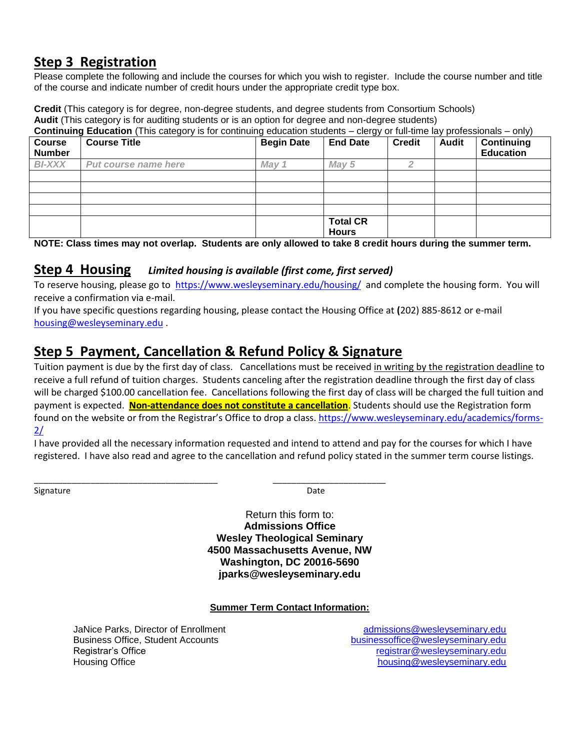## Step 3 Registration

Please complete the following and include the courses for which you wish to register. Include the course number and title of the course and indicate number of credit hours under the appropriate credit type box.

**Credit** (This category is for degree, non-degree students, and degree students from Consortium Schools)
**Audit** (This category is for auditing students or is an option for degree and non-degree students)
**Continuing Education** (This category is for continuing education students – clergy or full-time lay professionals – only)

| Course Number | Course Title | Begin Date | End Date | Credit | Audit | Continuing Education |
|---|---|---|---|---|---|---|
| *BI-XXX* | *Put course name here* | *May 1* | *May 5* | *2* | | |
| | | | | | | |
| | | | | | | |
| | | | | | | |
| | | | | | | |
| | | | **Total CR Hours** | | | |

**NOTE: Class times may not overlap. Students are only allowed to take 8 credit hours during the summer term.**

## Step 4 Housing *Limited housing is available (first come, first served)*

To reserve housing, please go to https://www.wesleyseminary.edu/housing/ and complete the housing form. You will receive a confirmation via e-mail.
If you have specific questions regarding housing, please contact the Housing Office at **(**202) 885-8612 or e-mail housing@wesleyseminary.edu .

## Step 5 Payment, Cancellation & Refund Policy & Signature

Tuition payment is due by the first day of class. Cancellations must be received in writing by the registration deadline to receive a full refund of tuition charges. Students canceling after the registration deadline through the first day of class will be charged $100.00 cancellation fee. Cancellations following the first day of class will be charged the full tuition and payment is expected. **Non-attendance does not constitute a cancellation**. Students should use the Registration form found on the website or from the Registrar's Office to drop a class. https://www.wesleyseminary.edu/academics/forms-2/

I have provided all the necessary information requested and intend to attend and pay for the courses for which I have registered. I have also read and agree to the cancellation and refund policy stated in the summer term course listings.

______________________________________ ______________________
Signature Date

Return this form to:
**Admissions Office**
**Wesley Theological Seminary**
**4500 Massachusetts Avenue, NW**
**Washington, DC 20016-5690**
**jparks@wesleyseminary.edu**

**Summer Term Contact Information:**

JaNice Parks, Director of Enrollment admissions@wesleyseminary.edu
Business Office, Student Accounts businessoffice@wesleyseminary.edu
Registrar's Office registrar@wesleyseminary.edu
Housing Office housing@wesleyseminary.edu